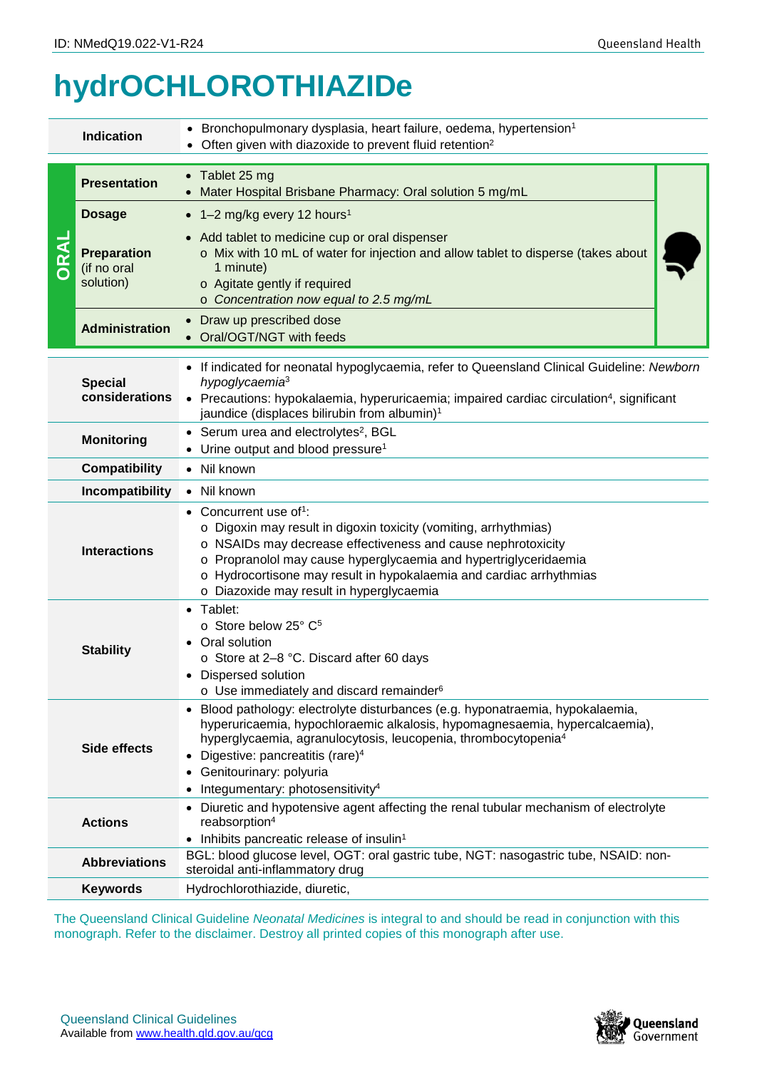ID: NMedQ19.022-V1-R24

# hydrOCHLOROTHIAZIDe

| | |
|---|---|
| **Indication** | • Bronchopulmonary dysplasia, heart failure, oedema, hypertension[1]<br>• Often given with diazoxide to prevent fluid retention[2] |

| ORAL | | |
|---|---|---|
| | **Presentation** | • Tablet 25 mg<br>• Mater Hospital Brisbane Pharmacy: Oral solution 5 mg/mL |
| | **Dosage** | • 1–2 mg/kg every 12 hours[1] |
| | **Preparation** (if no oral solution) | • Add tablet to medicine cup or oral dispenser<br>o Mix with 10 mL of water for injection and allow tablet to disperse (takes about 1 minute)<br>o Agitate gently if required<br>o *Concentration now equal to 2.5 mg/mL* |
| | **Administration** | • Draw up prescribed dose<br>• Oral/OGT/NGT with feeds |

| | |
|---|---|
| **Special considerations** | • If indicated for neonatal hypoglycaemia, refer to Queensland Clinical Guideline: *Newborn hypoglycaemia*[3]<br>• Precautions: hypokalaemia, hyperuricaemia; impaired cardiac circulation[4], significant jaundice (displaces bilirubin from albumin)[1] |
| **Monitoring** | • Serum urea and electrolytes[2], BGL<br>• Urine output and blood pressure[1] |
| **Compatibility** | • Nil known |
| **Incompatibility** | • Nil known |
| **Interactions** | • Concurrent use of[1]:<br>o Digoxin may result in digoxin toxicity (vomiting, arrhythmias)<br>o NSAIDs may decrease effectiveness and cause nephrotoxicity<br>o Propranolol may cause hyperglycaemia and hypertriglyceridaemia<br>o Hydrocortisone may result in hypokalaemia and cardiac arrhythmias<br>o Diazoxide may result in hyperglycaemia |
| **Stability** | • Tablet:<br>o Store below 25° C[5]<br>• Oral solution<br>o Store at 2–8 °C. Discard after 60 days<br>• Dispersed solution<br>o Use immediately and discard remainder[6] |
| **Side effects** | • Blood pathology: electrolyte disturbances (e.g. hyponatraemia, hypokalaemia, hyperuricaemia, hypochloraemic alkalosis, hypomagnesaemia, hypercalcaemia), hyperglycaemia, agranulocytosis, leucopenia, thrombocytopenia[4]<br>• Digestive: pancreatitis (rare)[4]<br>• Genitourinary: polyuria<br>• Integumentary: photosensitivity[4] |
| **Actions** | • Diuretic and hypotensive agent affecting the renal tubular mechanism of electrolyte reabsorption[4]<br>• Inhibits pancreatic release of insulin[1] |
| **Abbreviations** | BGL: blood glucose level, OGT: oral gastric tube, NGT: nasogastric tube, NSAID: non-steroidal anti-inflammatory drug |
| **Keywords** | Hydrochlorothiazide, diuretic, |

The Queensland Clinical Guideline *Neonatal Medicines* is integral to and should be read in conjunction with this monograph. Refer to the disclaimer. Destroy all printed copies of this monograph after use.

Queensland Clinical Guidelines
Available from www.health.qld.gov.au/qcg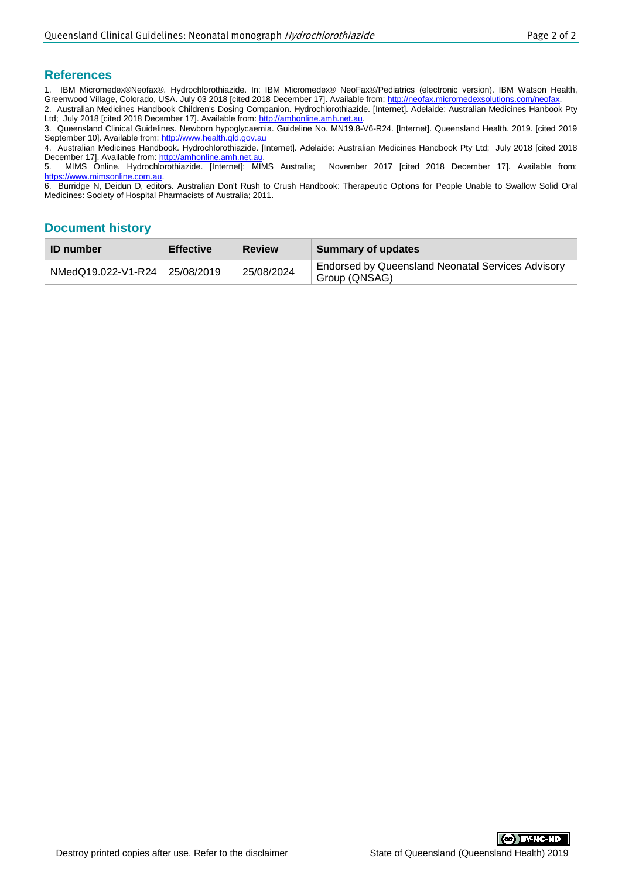## References

1. IBM Micromedex®Neofax®. Hydrochlorothiazide. In: IBM Micromedex® NeoFax®/Pediatrics (electronic version). IBM Watson Health, Greenwood Village, Colorado, USA. July 03 2018 [cited 2018 December 17]. Available from: http://neofax.micromedexsolutions.com/neofax.
2. Australian Medicines Handbook Children's Dosing Companion. Hydrochlorothiazide. [Internet]. Adelaide: Australian Medicines Hanbook Pty Ltd; July 2018 [cited 2018 December 17]. Available from: http://amhonline.amh.net.au.
3. Queensland Clinical Guidelines. Newborn hypoglycaemia. Guideline No. MN19.8-V6-R24. [Internet]. Queensland Health. 2019. [cited 2019 September 10]. Available from: http://www.health.qld.gov.au
4. Australian Medicines Handbook. Hydrochlorothiazide. [Internet]. Adelaide: Australian Medicines Handbook Pty Ltd; July 2018 [cited 2018 December 17]. Available from: http://amhonline.amh.net.au.
5. MIMS Online. Hydrochlorothiazide. [Internet]: MIMS Australia; November 2017 [cited 2018 December 17]. Available from: https://www.mimsonline.com.au.
6. Burridge N, Deidun D, editors. Australian Don't Rush to Crush Handbook: Therapeutic Options for People Unable to Swallow Solid Oral Medicines: Society of Hospital Pharmacists of Australia; 2011.

## Document history

| ID number | Effective | Review | Summary of updates |
|---|---|---|---|
| NMedQ19.022-V1-R24 | 25/08/2019 | 25/08/2024 | Endorsed by Queensland Neonatal Services Advisory Group (QNSAG) |

Destroy printed copies after use. Refer to the disclaimer

State of Queensland (Queensland Health) 2019